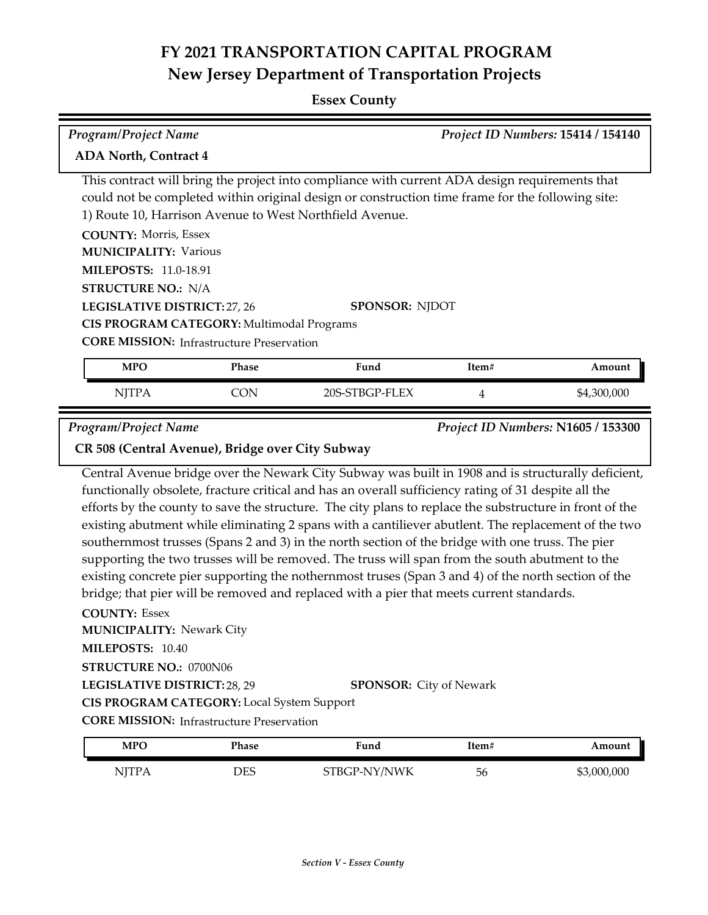# FY 2021 TRANSPORTATION CAPITAL PROGRAM

## New Jersey Department of Transportation Projects

### Essex County

*Program/Project Name* | *Project ID Numbers:* **15414 / 154140**

**ADA North, Contract 4**

This contract will bring the project into compliance with current ADA design requirements that could not be completed within original design or construction time frame for the following site: 1) Route 10, Harrison Avenue to West Northfield Avenue.

**COUNTY:** Morris, Essex
**MUNICIPALITY:** Various
**MILEPOSTS:** 11.0-18.91
**STRUCTURE NO.:** N/A
**LEGISLATIVE DISTRICT:** 27, 26
**SPONSOR:** NJDOT
**CIS PROGRAM CATEGORY:** Multimodal Programs
**CORE MISSION:** Infrastructure Preservation

| MPO | Phase | Fund | Item# | Amount |
|---|---|---|---|---|
| NJTPA | CON | 20S-STBGP-FLEX | 4 | $4,300,000 |

*Program/Project Name* | *Project ID Numbers:* **N1605 / 153300**

**CR 508 (Central Avenue), Bridge over City Subway**

Central Avenue bridge over the Newark City Subway was built in 1908 and is structurally deficient, functionally obsolete, fracture critical and has an overall sufficiency rating of 31 despite all the efforts by the county to save the structure. The city plans to replace the substructure in front of the existing abutment while eliminating 2 spans with a cantiliever abutlent. The replacement of the two southernmost trusses (Spans 2 and 3) in the north section of the bridge with one truss. The pier supporting the two trusses will be removed. The truss will span from the south abutment to the existing concrete pier supporting the nothernmost truses (Span 3 and 4) of the north section of the bridge; that pier will be removed and replaced with a pier that meets current standards.

**COUNTY:** Essex
**MUNICIPALITY:** Newark City
**MILEPOSTS:** 10.40
**STRUCTURE NO.:** 0700N06
**LEGISLATIVE DISTRICT:** 28, 29
**SPONSOR:** City of Newark
**CIS PROGRAM CATEGORY:** Local System Support
**CORE MISSION:** Infrastructure Preservation

| MPO | Phase | Fund | Item# | Amount |
|---|---|---|---|---|
| NJTPA | DES | STBGP-NY/NWK | 56 | $3,000,000 |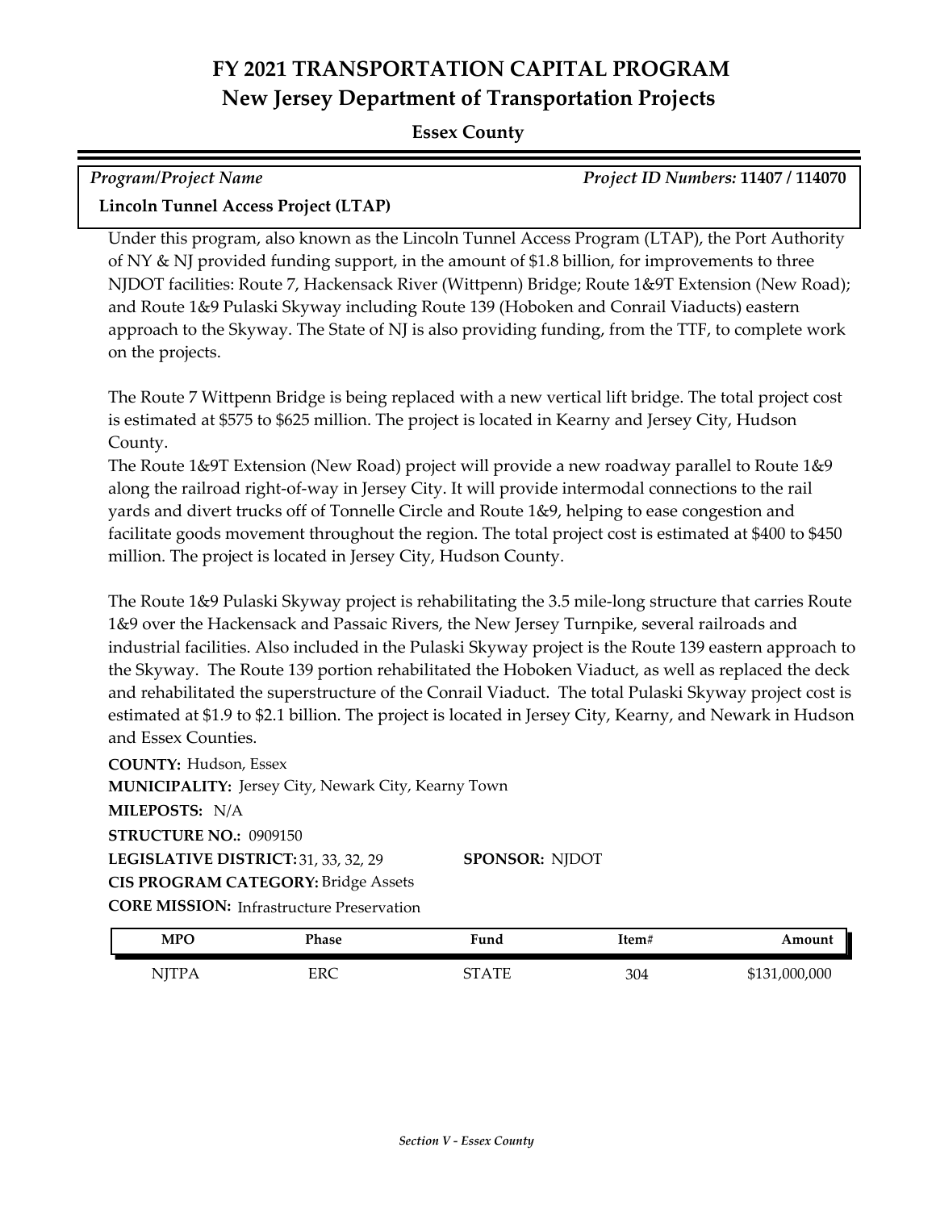# FY 2021 TRANSPORTATION CAPITAL PROGRAM
## New Jersey Department of Transportation Projects

**Essex County**

*Program/Project Name* | *Project ID Numbers:* **11407 / 114070**

**Lincoln Tunnel Access Project (LTAP)**

Under this program, also known as the Lincoln Tunnel Access Program (LTAP), the Port Authority of NY & NJ provided funding support, in the amount of $1.8 billion, for improvements to three NJDOT facilities: Route 7, Hackensack River (Wittpenn) Bridge; Route 1&9T Extension (New Road); and Route 1&9 Pulaski Skyway including Route 139 (Hoboken and Conrail Viaducts) eastern approach to the Skyway. The State of NJ is also providing funding, from the TTF, to complete work on the projects.

The Route 7 Wittpenn Bridge is being replaced with a new vertical lift bridge. The total project cost is estimated at $575 to $625 million. The project is located in Kearny and Jersey City, Hudson County.
The Route 1&9T Extension (New Road) project will provide a new roadway parallel to Route 1&9 along the railroad right-of-way in Jersey City. It will provide intermodal connections to the rail yards and divert trucks off of Tonnelle Circle and Route 1&9, helping to ease congestion and facilitate goods movement throughout the region. The total project cost is estimated at $400 to $450 million. The project is located in Jersey City, Hudson County.

The Route 1&9 Pulaski Skyway project is rehabilitating the 3.5 mile-long structure that carries Route 1&9 over the Hackensack and Passaic Rivers, the New Jersey Turnpike, several railroads and industrial facilities. Also included in the Pulaski Skyway project is the Route 139 eastern approach to the Skyway. The Route 139 portion rehabilitated the Hoboken Viaduct, as well as replaced the deck and rehabilitated the superstructure of the Conrail Viaduct. The total Pulaski Skyway project cost is estimated at $1.9 to $2.1 billion. The project is located in Jersey City, Kearny, and Newark in Hudson and Essex Counties.

**COUNTY:** Hudson, Essex
**MUNICIPALITY:** Jersey City, Newark City, Kearny Town
**MILEPOSTS:** N/A
**STRUCTURE NO.:** 0909150
**LEGISLATIVE DISTRICT:** 31, 33, 32, 29 **SPONSOR:** NJDOT
**CIS PROGRAM CATEGORY:** Bridge Assets
**CORE MISSION:** Infrastructure Preservation

| MPO | Phase | Fund | Item# | Amount |
|---|---|---|---|---|
| NJTPA | ERC | STATE | 304 | $131,000,000 |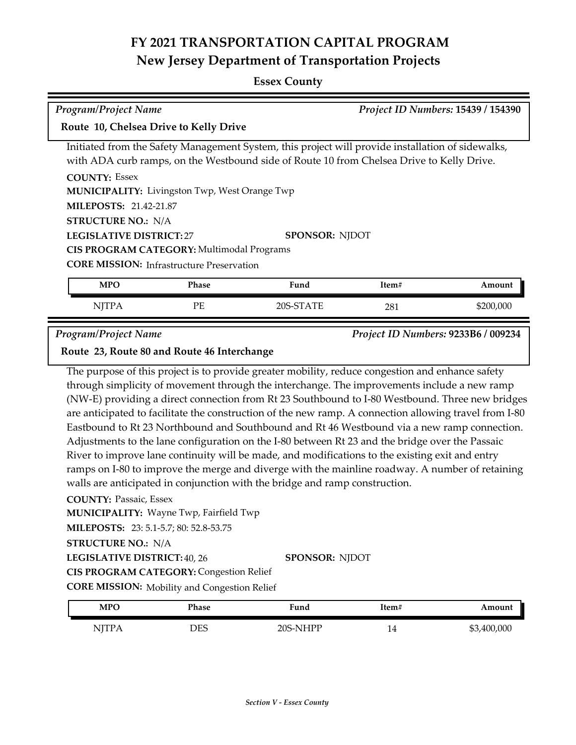# FY 2021 TRANSPORTATION CAPITAL PROGRAM
## New Jersey Department of Transportation Projects

### Essex County

*Program/Project Name* — *Project ID Numbers:* **15439 / 154390**

**Route 10, Chelsea Drive to Kelly Drive**

Initiated from the Safety Management System, this project will provide installation of sidewalks, with ADA curb ramps, on the Westbound side of Route 10 from Chelsea Drive to Kelly Drive.

**COUNTY:** Essex
**MUNICIPALITY:** Livingston Twp, West Orange Twp
**MILEPOSTS:** 21.42-21.87
**STRUCTURE NO.:** N/A
**LEGISLATIVE DISTRICT:** 27 — **SPONSOR:** NJDOT
**CIS PROGRAM CATEGORY:** Multimodal Programs
**CORE MISSION:** Infrastructure Preservation

| MPO | Phase | Fund | Item# | Amount |
|---|---|---|---|---|
| NJTPA | PE | 20S-STATE | 281 | $200,000 |

*Program/Project Name* — *Project ID Numbers:* **9233B6 / 009234**

**Route 23, Route 80 and Route 46 Interchange**

The purpose of this project is to provide greater mobility, reduce congestion and enhance safety through simplicity of movement through the interchange. The improvements include a new ramp (NW-E) providing a direct connection from Rt 23 Southbound to I-80 Westbound. Three new bridges are anticipated to facilitate the construction of the new ramp. A connection allowing travel from I-80 Eastbound to Rt 23 Northbound and Southbound and Rt 46 Westbound via a new ramp connection. Adjustments to the lane configuration on the I-80 between Rt 23 and the bridge over the Passaic River to improve lane continuity will be made, and modifications to the existing exit and entry ramps on I-80 to improve the merge and diverge with the mainline roadway. A number of retaining walls are anticipated in conjunction with the bridge and ramp construction.

**COUNTY:** Passaic, Essex
**MUNICIPALITY:** Wayne Twp, Fairfield Twp
**MILEPOSTS:** 23: 5.1-5.7; 80: 52.8-53.75
**STRUCTURE NO.:** N/A
**LEGISLATIVE DISTRICT:** 40, 26 — **SPONSOR:** NJDOT
**CIS PROGRAM CATEGORY:** Congestion Relief
**CORE MISSION:** Mobility and Congestion Relief

| MPO | Phase | Fund | Item# | Amount |
|---|---|---|---|---|
| NJTPA | DES | 20S-NHPP | 14 | $3,400,000 |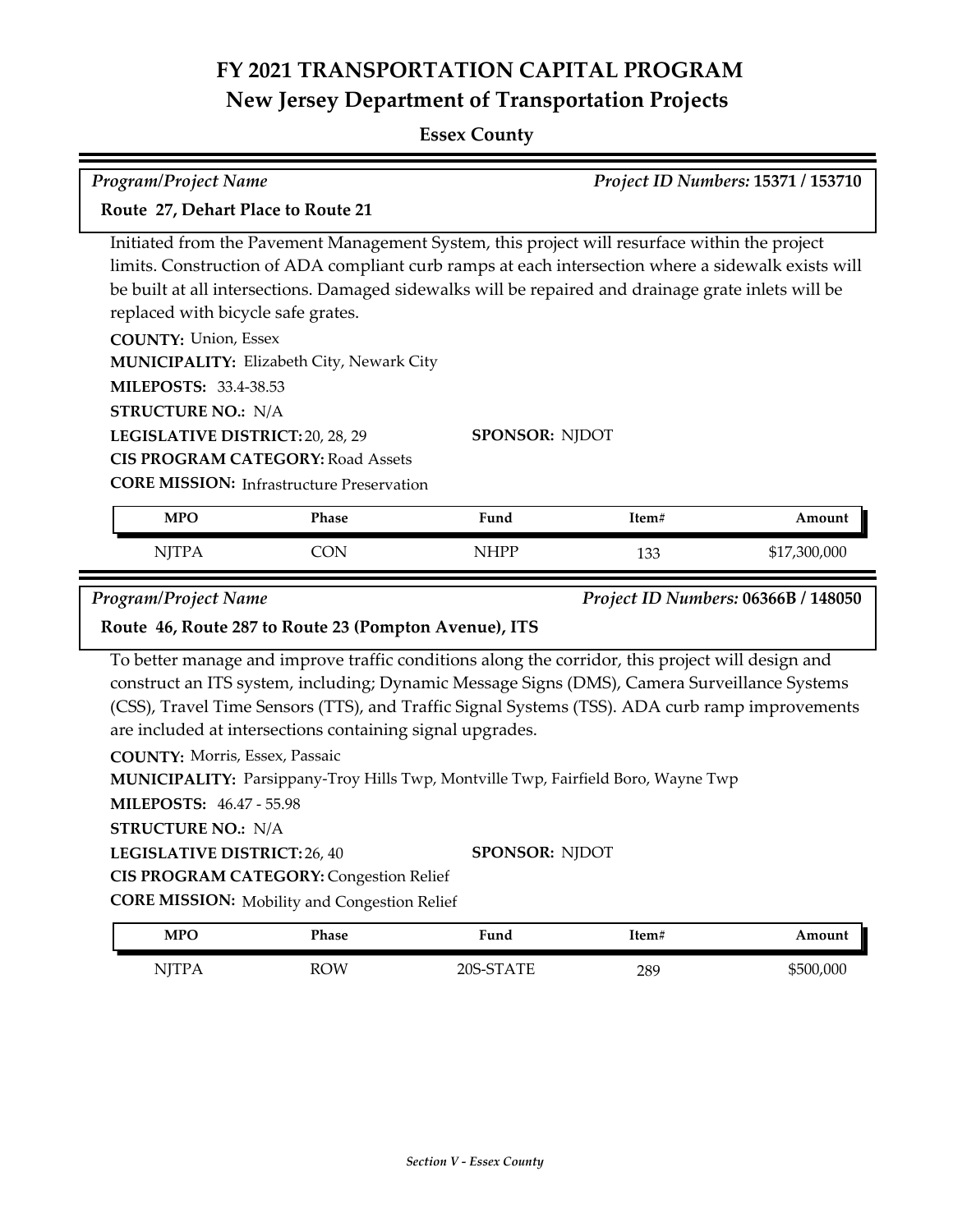# FY 2021 TRANSPORTATION CAPITAL PROGRAM
## New Jersey Department of Transportation Projects

### Essex County

*Program/Project Name* — *Project ID Numbers:* **15371 / 153710**

**Route 27, Dehart Place to Route 21**

Initiated from the Pavement Management System, this project will resurface within the project limits. Construction of ADA compliant curb ramps at each intersection where a sidewalk exists will be built at all intersections. Damaged sidewalks will be repaired and drainage grate inlets will be replaced with bicycle safe grates.

**COUNTY:** Union, Essex
**MUNICIPALITY:** Elizabeth City, Newark City
**MILEPOSTS:** 33.4-38.53
**STRUCTURE NO.:** N/A
**LEGISLATIVE DISTRICT:** 20, 28, 29
**SPONSOR:** NJDOT
**CIS PROGRAM CATEGORY:** Road Assets
**CORE MISSION:** Infrastructure Preservation

| MPO | Phase | Fund | Item# | Amount |
|---|---|---|---|---|
| NJTPA | CON | NHPP | 133 | $17,300,000 |

*Program/Project Name* — *Project ID Numbers:* **06366B / 148050**

**Route 46, Route 287 to Route 23 (Pompton Avenue), ITS**

To better manage and improve traffic conditions along the corridor, this project will design and construct an ITS system, including; Dynamic Message Signs (DMS), Camera Surveillance Systems (CSS), Travel Time Sensors (TTS), and Traffic Signal Systems (TSS). ADA curb ramp improvements are included at intersections containing signal upgrades.

**COUNTY:** Morris, Essex, Passaic
**MUNICIPALITY:** Parsippany-Troy Hills Twp, Montville Twp, Fairfield Boro, Wayne Twp
**MILEPOSTS:** 46.47 - 55.98
**STRUCTURE NO.:** N/A
**LEGISLATIVE DISTRICT:** 26, 40
**SPONSOR:** NJDOT
**CIS PROGRAM CATEGORY:** Congestion Relief
**CORE MISSION:** Mobility and Congestion Relief

| MPO | Phase | Fund | Item# | Amount |
|---|---|---|---|---|
| NJTPA | ROW | 20S-STATE | 289 | $500,000 |